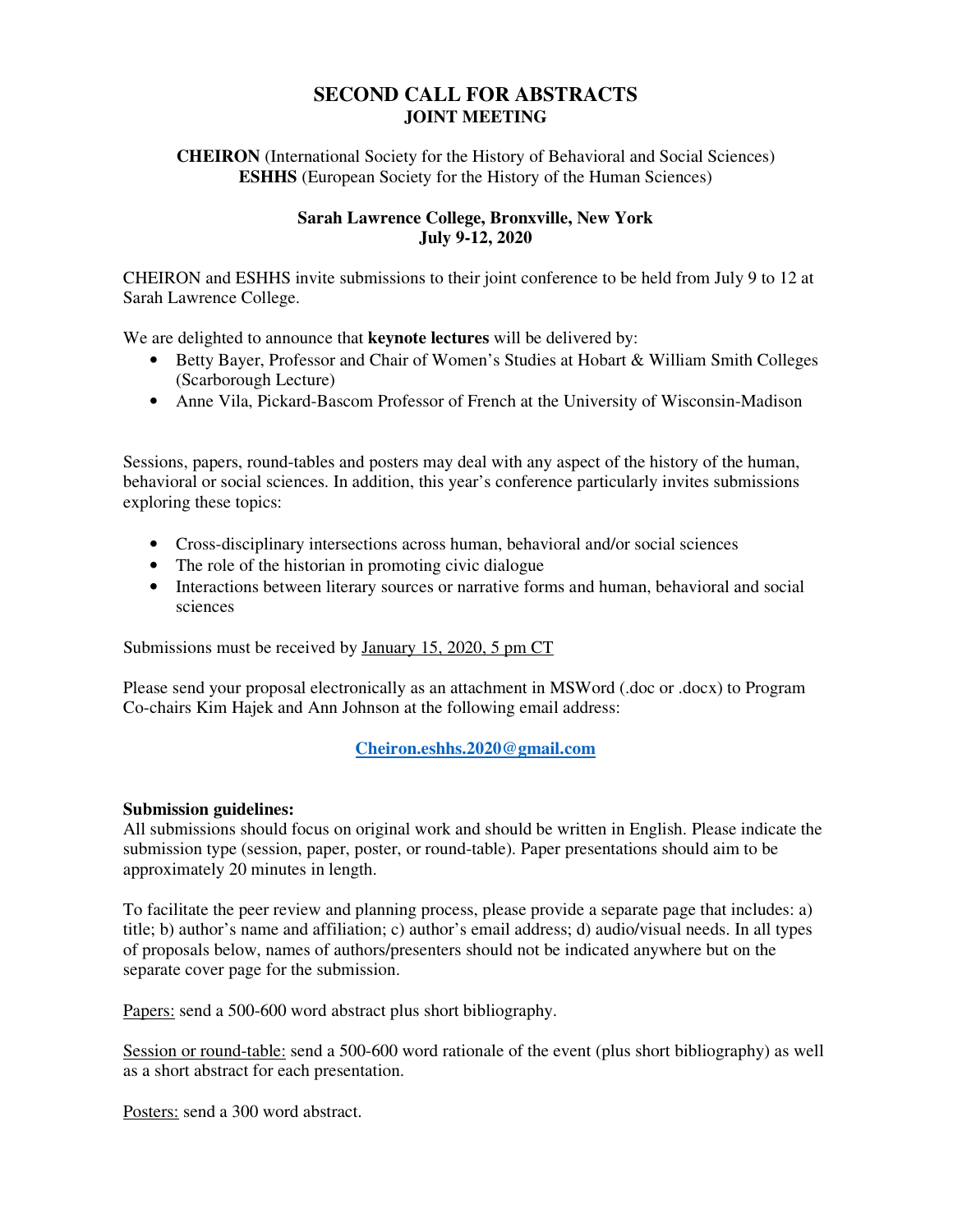# SECOND CALL FOR ABSTRACTS
## JOINT MEETING

**CHEIRON** (International Society for the History of Behavioral and Social Sciences)
**ESHHS** (European Society for the History of the Human Sciences)

**Sarah Lawrence College, Bronxville, New York**
**July 9-12, 2020**

CHEIRON and ESHHS invite submissions to their joint conference to be held from July 9 to 12 at Sarah Lawrence College.

We are delighted to announce that **keynote lectures** will be delivered by:

- Betty Bayer, Professor and Chair of Women's Studies at Hobart & William Smith Colleges (Scarborough Lecture)
- Anne Vila, Pickard-Bascom Professor of French at the University of Wisconsin-Madison

Sessions, papers, round-tables and posters may deal with any aspect of the history of the human, behavioral or social sciences. In addition, this year's conference particularly invites submissions exploring these topics:

- Cross-disciplinary intersections across human, behavioral and/or social sciences
- The role of the historian in promoting civic dialogue
- Interactions between literary sources or narrative forms and human, behavioral and social sciences

Submissions must be received by <u>January 15, 2020, 5 pm CT</u>

Please send your proposal electronically as an attachment in MSWord (.doc or .docx) to Program Co-chairs Kim Hajek and Ann Johnson at the following email address:

**Cheiron.eshhs.2020@gmail.com**

**Submission guidelines:**
All submissions should focus on original work and should be written in English. Please indicate the submission type (session, paper, poster, or round-table). Paper presentations should aim to be approximately 20 minutes in length.

To facilitate the peer review and planning process, please provide a separate page that includes: a) title; b) author's name and affiliation; c) author's email address; d) audio/visual needs. In all types of proposals below, names of authors/presenters should not be indicated anywhere but on the separate cover page for the submission.

<u>Papers:</u> send a 500-600 word abstract plus short bibliography.

<u>Session or round-table:</u> send a 500-600 word rationale of the event (plus short bibliography) as well as a short abstract for each presentation.

<u>Posters:</u> send a 300 word abstract.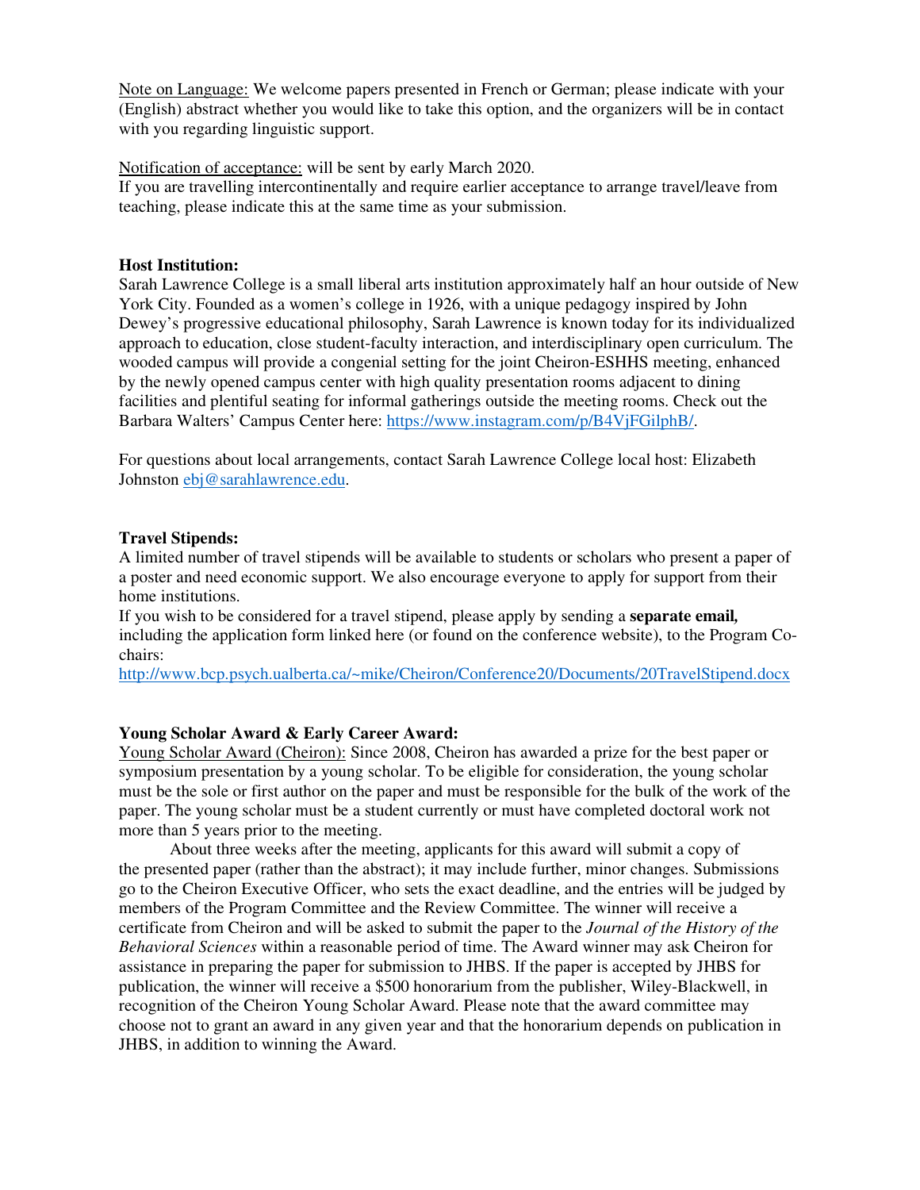Note on Language: We welcome papers presented in French or German; please indicate with your (English) abstract whether you would like to take this option, and the organizers will be in contact with you regarding linguistic support.

Notification of acceptance: will be sent by early March 2020.
If you are travelling intercontinentally and require earlier acceptance to arrange travel/leave from teaching, please indicate this at the same time as your submission.

**Host Institution:**
Sarah Lawrence College is a small liberal arts institution approximately half an hour outside of New York City. Founded as a women's college in 1926, with a unique pedagogy inspired by John Dewey's progressive educational philosophy, Sarah Lawrence is known today for its individualized approach to education, close student-faculty interaction, and interdisciplinary open curriculum. The wooded campus will provide a congenial setting for the joint Cheiron-ESHHS meeting, enhanced by the newly opened campus center with high quality presentation rooms adjacent to dining facilities and plentiful seating for informal gatherings outside the meeting rooms. Check out the Barbara Walters' Campus Center here: https://www.instagram.com/p/B4VjFGilphB/.

For questions about local arrangements, contact Sarah Lawrence College local host: Elizabeth Johnston ebj@sarahlawrence.edu.

**Travel Stipends:**
A limited number of travel stipends will be available to students or scholars who present a paper of a poster and need economic support. We also encourage everyone to apply for support from their home institutions.
If you wish to be considered for a travel stipend, please apply by sending a **separate email,** including the application form linked here (or found on the conference website), to the Program Co-chairs:
http://www.bcp.psych.ualberta.ca/~mike/Cheiron/Conference20/Documents/20TravelStipend.docx

**Young Scholar Award & Early Career Award:**
Young Scholar Award (Cheiron): Since 2008, Cheiron has awarded a prize for the best paper or symposium presentation by a young scholar. To be eligible for consideration, the young scholar must be the sole or first author on the paper and must be responsible for the bulk of the work of the paper. The young scholar must be a student currently or must have completed doctoral work not more than 5 years prior to the meeting.

About three weeks after the meeting, applicants for this award will submit a copy of the presented paper (rather than the abstract); it may include further, minor changes. Submissions go to the Cheiron Executive Officer, who sets the exact deadline, and the entries will be judged by members of the Program Committee and the Review Committee. The winner will receive a certificate from Cheiron and will be asked to submit the paper to the *Journal of the History of the Behavioral Sciences* within a reasonable period of time. The Award winner may ask Cheiron for assistance in preparing the paper for submission to JHBS. If the paper is accepted by JHBS for publication, the winner will receive a $500 honorarium from the publisher, Wiley-Blackwell, in recognition of the Cheiron Young Scholar Award. Please note that the award committee may choose not to grant an award in any given year and that the honorarium depends on publication in JHBS, in addition to winning the Award.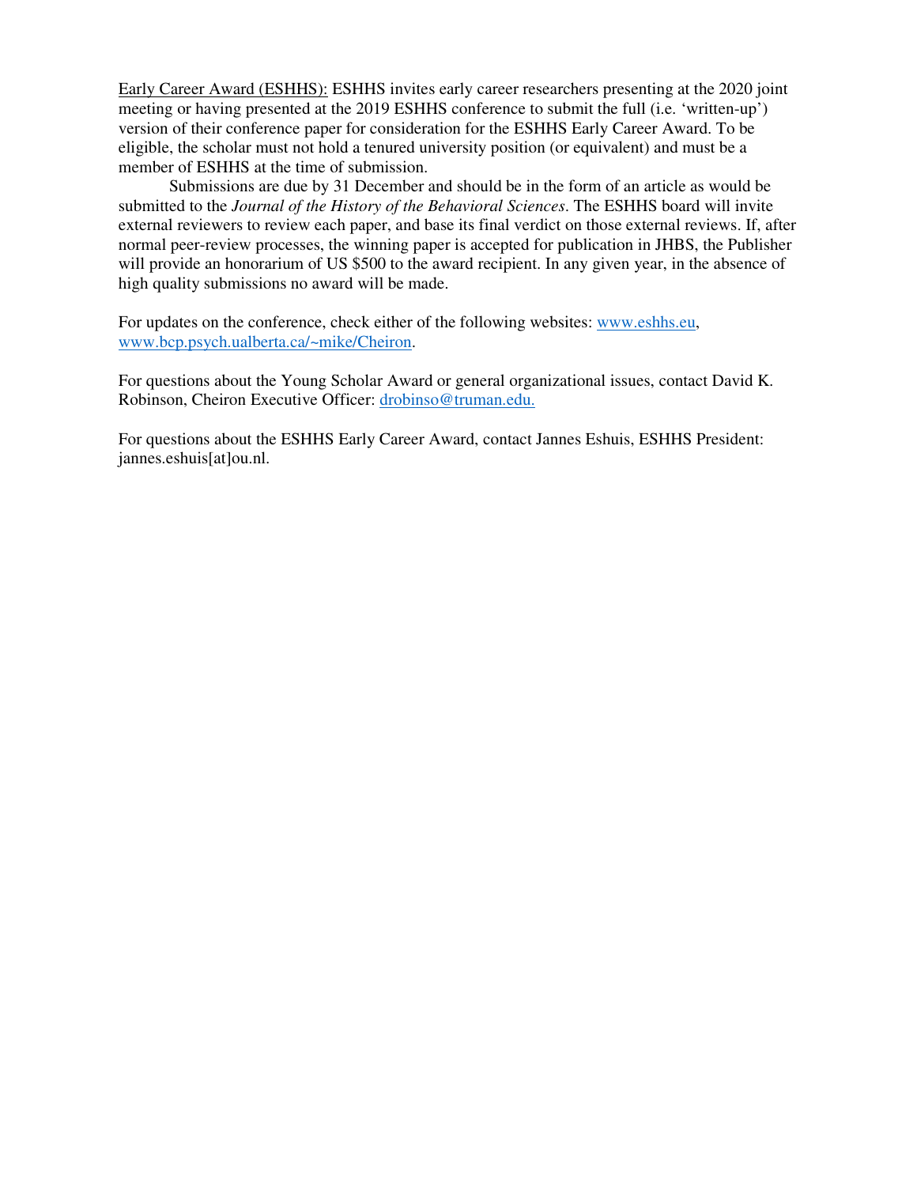<u>Early Career Award (ESHHS):</u> ESHHS invites early career researchers presenting at the 2020 joint meeting or having presented at the 2019 ESHHS conference to submit the full (i.e. 'written-up') version of their conference paper for consideration for the ESHHS Early Career Award. To be eligible, the scholar must not hold a tenured university position (or equivalent) and must be a member of ESHHS at the time of submission.

Submissions are due by 31 December and should be in the form of an article as would be submitted to the *Journal of the History of the Behavioral Sciences*. The ESHHS board will invite external reviewers to review each paper, and base its final verdict on those external reviews. If, after normal peer-review processes, the winning paper is accepted for publication in JHBS, the Publisher will provide an honorarium of US $500 to the award recipient. In any given year, in the absence of high quality submissions no award will be made.

For updates on the conference, check either of the following websites: www.eshhs.eu, www.bcp.psych.ualberta.ca/~mike/Cheiron.

For questions about the Young Scholar Award or general organizational issues, contact David K. Robinson, Cheiron Executive Officer: drobinso@truman.edu.

For questions about the ESHHS Early Career Award, contact Jannes Eshuis, ESHHS President: jannes.eshuis[at]ou.nl.